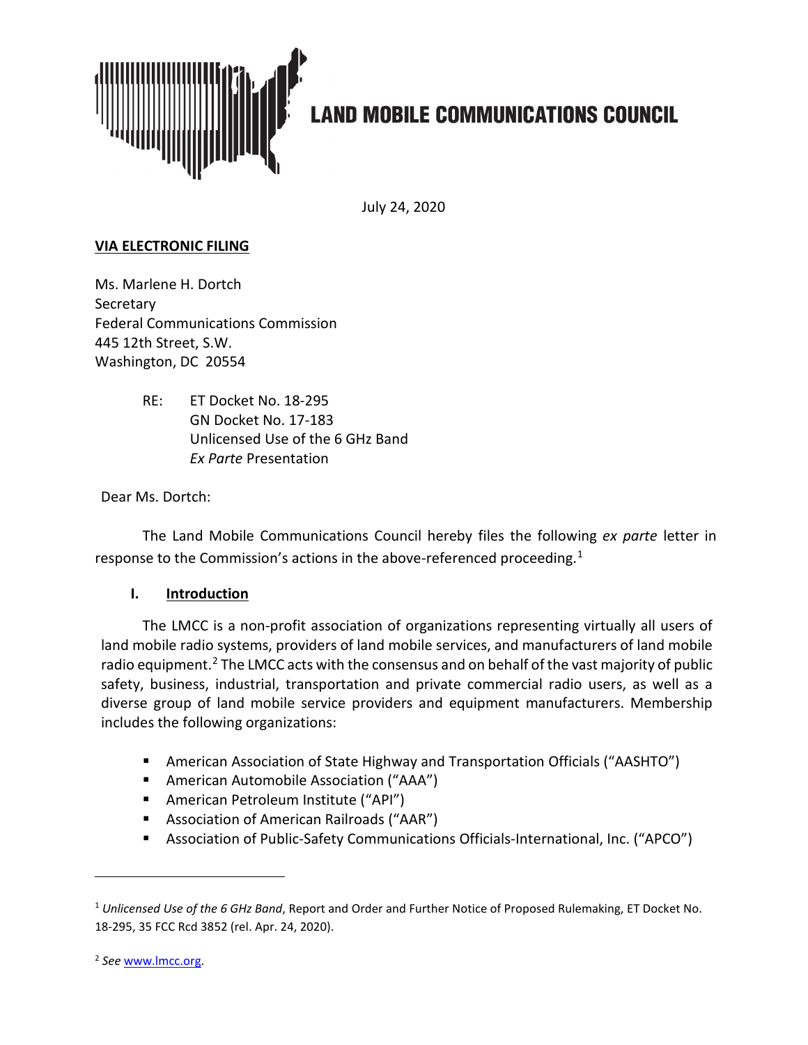# LAND MOBILE COMMUNICATIONS COUNCIL

July 24, 2020

**VIA ELECTRONIC FILING**

Ms. Marlene H. Dortch
Secretary
Federal Communications Commission
445 12th Street, S.W.
Washington, DC 20554

RE: ET Docket No. 18-295
GN Docket No. 17-183
Unlicensed Use of the 6 GHz Band
*Ex Parte* Presentation

Dear Ms. Dortch:

The Land Mobile Communications Council hereby files the following *ex parte* letter in response to the Commission's actions in the above-referenced proceeding.[1]

## I. Introduction

The LMCC is a non-profit association of organizations representing virtually all users of land mobile radio systems, providers of land mobile services, and manufacturers of land mobile radio equipment.[2] The LMCC acts with the consensus and on behalf of the vast majority of public safety, business, industrial, transportation and private commercial radio users, as well as a diverse group of land mobile service providers and equipment manufacturers. Membership includes the following organizations:

- American Association of State Highway and Transportation Officials ("AASHTO")
- American Automobile Association ("AAA")
- American Petroleum Institute ("API")
- Association of American Railroads ("AAR")
- Association of Public-Safety Communications Officials-International, Inc. ("APCO")

---

[1] *Unlicensed Use of the 6 GHz Band*, Report and Order and Further Notice of Proposed Rulemaking, ET Docket No. 18-295, 35 FCC Rcd 3852 (rel. Apr. 24, 2020).

[2] *See* www.lmcc.org.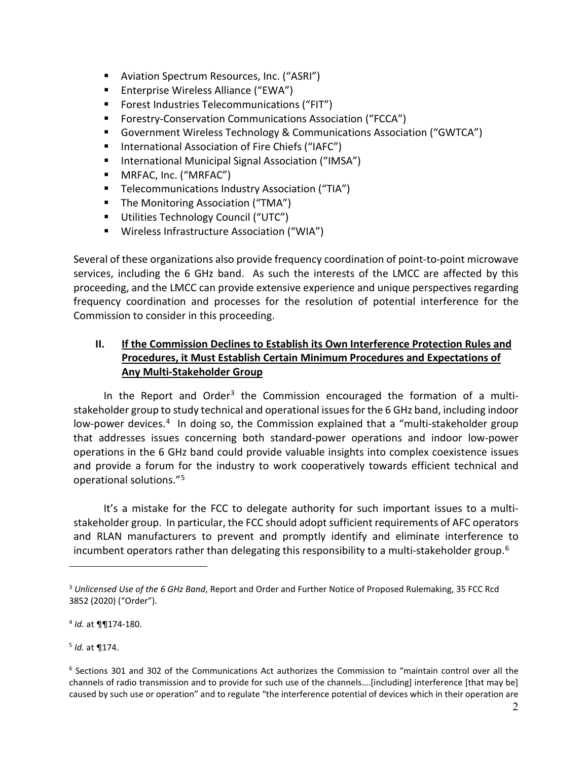- Aviation Spectrum Resources, Inc. ("ASRI")
- Enterprise Wireless Alliance ("EWA")
- Forest Industries Telecommunications ("FIT")
- Forestry-Conservation Communications Association ("FCCA")
- Government Wireless Technology & Communications Association ("GWTCA")
- International Association of Fire Chiefs ("IAFC")
- International Municipal Signal Association ("IMSA")
- MRFAC, Inc. ("MRFAC")
- Telecommunications Industry Association ("TIA")
- The Monitoring Association ("TMA")
- Utilities Technology Council ("UTC")
- Wireless Infrastructure Association ("WIA")

Several of these organizations also provide frequency coordination of point-to-point microwave services, including the 6 GHz band. As such the interests of the LMCC are affected by this proceeding, and the LMCC can provide extensive experience and unique perspectives regarding frequency coordination and processes for the resolution of potential interference for the Commission to consider in this proceeding.

## II. If the Commission Declines to Establish its Own Interference Protection Rules and Procedures, it Must Establish Certain Minimum Procedures and Expectations of Any Multi-Stakeholder Group

In the Report and Order[3] the Commission encouraged the formation of a multi-stakeholder group to study technical and operational issues for the 6 GHz band, including indoor low-power devices.[4] In doing so, the Commission explained that a "multi-stakeholder group that addresses issues concerning both standard-power operations and indoor low-power operations in the 6 GHz band could provide valuable insights into complex coexistence issues and provide a forum for the industry to work cooperatively towards efficient technical and operational solutions."[5]

It's a mistake for the FCC to delegate authority for such important issues to a multi-stakeholder group. In particular, the FCC should adopt sufficient requirements of AFC operators and RLAN manufacturers to prevent and promptly identify and eliminate interference to incumbent operators rather than delegating this responsibility to a multi-stakeholder group.[6]

---

[3] *Unlicensed Use of the 6 GHz Band*, Report and Order and Further Notice of Proposed Rulemaking, 35 FCC Rcd 3852 (2020) ("Order").

[4] *Id.* at ¶¶174-180.

[5] *Id.* at ¶174.

[6] Sections 301 and 302 of the Communications Act authorizes the Commission to "maintain control over all the channels of radio transmission and to provide for such use of the channels….[including] interference [that may be] caused by such use or operation" and to regulate "the interference potential of devices which in their operation are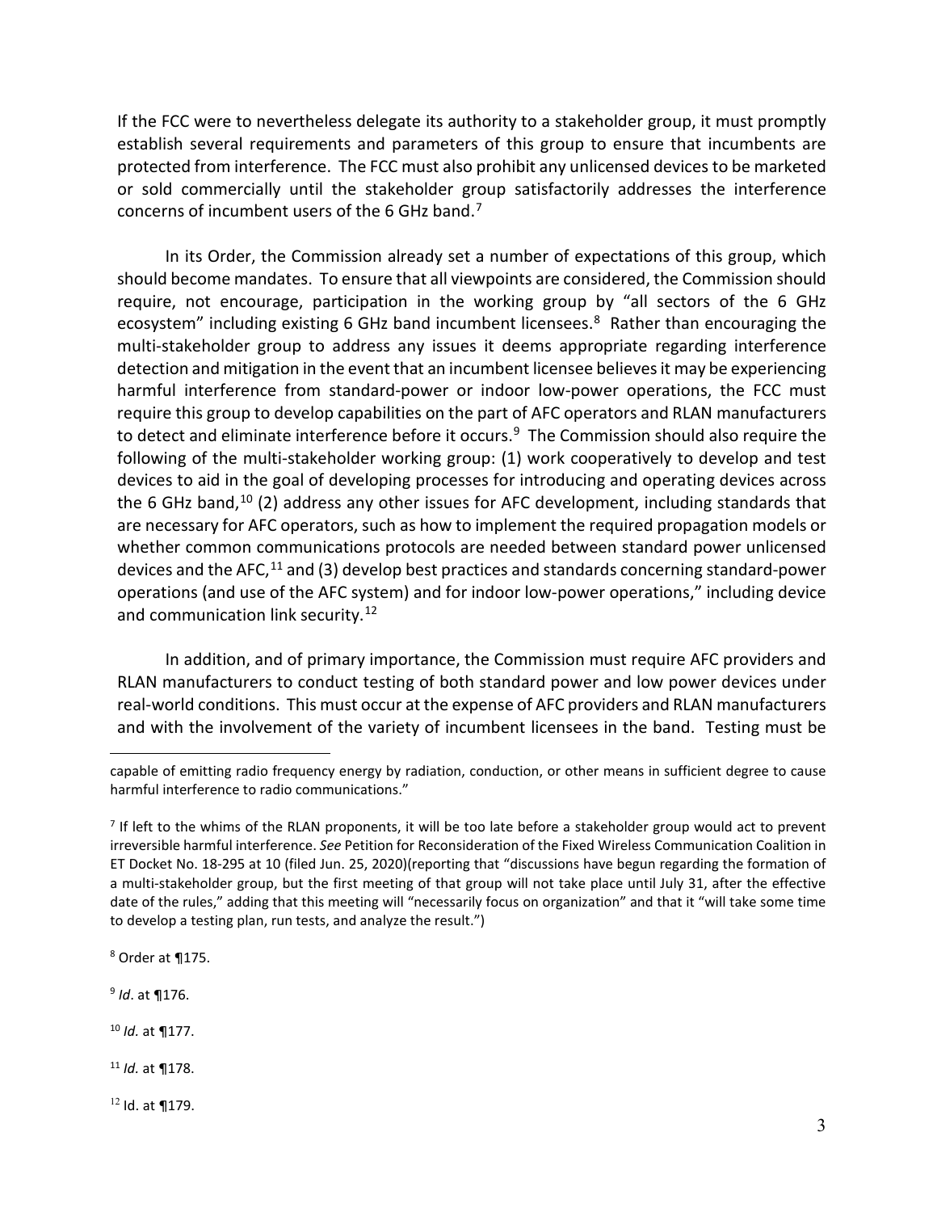If the FCC were to nevertheless delegate its authority to a stakeholder group, it must promptly establish several requirements and parameters of this group to ensure that incumbents are protected from interference. The FCC must also prohibit any unlicensed devices to be marketed or sold commercially until the stakeholder group satisfactorily addresses the interference concerns of incumbent users of the 6 GHz band.[7]

In its Order, the Commission already set a number of expectations of this group, which should become mandates. To ensure that all viewpoints are considered, the Commission should require, not encourage, participation in the working group by "all sectors of the 6 GHz ecosystem" including existing 6 GHz band incumbent licensees.[8] Rather than encouraging the multi-stakeholder group to address any issues it deems appropriate regarding interference detection and mitigation in the event that an incumbent licensee believes it may be experiencing harmful interference from standard-power or indoor low-power operations, the FCC must require this group to develop capabilities on the part of AFC operators and RLAN manufacturers to detect and eliminate interference before it occurs.[9] The Commission should also require the following of the multi-stakeholder working group: (1) work cooperatively to develop and test devices to aid in the goal of developing processes for introducing and operating devices across the 6 GHz band,[10] (2) address any other issues for AFC development, including standards that are necessary for AFC operators, such as how to implement the required propagation models or whether common communications protocols are needed between standard power unlicensed devices and the AFC,[11] and (3) develop best practices and standards concerning standard-power operations (and use of the AFC system) and for indoor low-power operations," including device and communication link security.[12]

In addition, and of primary importance, the Commission must require AFC providers and RLAN manufacturers to conduct testing of both standard power and low power devices under real-world conditions. This must occur at the expense of AFC providers and RLAN manufacturers and with the involvement of the variety of incumbent licensees in the band. Testing must be

---

capable of emitting radio frequency energy by radiation, conduction, or other means in sufficient degree to cause harmful interference to radio communications."

[7] If left to the whims of the RLAN proponents, it will be too late before a stakeholder group would act to prevent irreversible harmful interference. *See* Petition for Reconsideration of the Fixed Wireless Communication Coalition in ET Docket No. 18-295 at 10 (filed Jun. 25, 2020)(reporting that "discussions have begun regarding the formation of a multi-stakeholder group, but the first meeting of that group will not take place until July 31, after the effective date of the rules," adding that this meeting will "necessarily focus on organization" and that it "will take some time to develop a testing plan, run tests, and analyze the result.")

[8] Order at ¶175.

[9] *Id*. at ¶176.

[10] *Id.* at ¶177.

[11] *Id.* at ¶178.

[12] Id. at ¶179.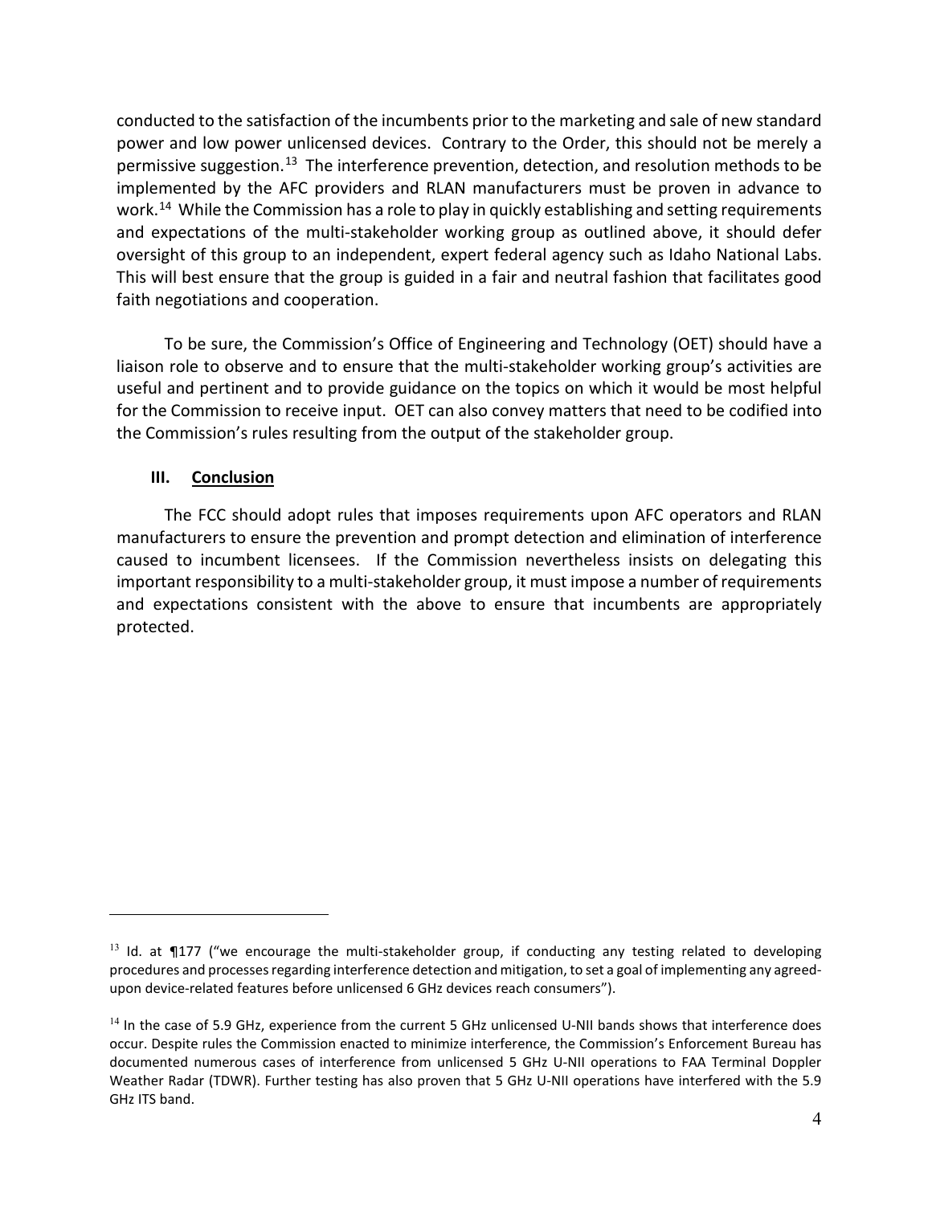conducted to the satisfaction of the incumbents prior to the marketing and sale of new standard power and low power unlicensed devices. Contrary to the Order, this should not be merely a permissive suggestion.[13] The interference prevention, detection, and resolution methods to be implemented by the AFC providers and RLAN manufacturers must be proven in advance to work.[14] While the Commission has a role to play in quickly establishing and setting requirements and expectations of the multi-stakeholder working group as outlined above, it should defer oversight of this group to an independent, expert federal agency such as Idaho National Labs. This will best ensure that the group is guided in a fair and neutral fashion that facilitates good faith negotiations and cooperation.

To be sure, the Commission's Office of Engineering and Technology (OET) should have a liaison role to observe and to ensure that the multi-stakeholder working group's activities are useful and pertinent and to provide guidance on the topics on which it would be most helpful for the Commission to receive input. OET can also convey matters that need to be codified into the Commission's rules resulting from the output of the stakeholder group.

## III. Conclusion

The FCC should adopt rules that imposes requirements upon AFC operators and RLAN manufacturers to ensure the prevention and prompt detection and elimination of interference caused to incumbent licensees. If the Commission nevertheless insists on delegating this important responsibility to a multi-stakeholder group, it must impose a number of requirements and expectations consistent with the above to ensure that incumbents are appropriately protected.

---

[13] Id. at ¶177 ("we encourage the multi-stakeholder group, if conducting any testing related to developing procedures and processes regarding interference detection and mitigation, to set a goal of implementing any agreed-upon device-related features before unlicensed 6 GHz devices reach consumers").

[14] In the case of 5.9 GHz, experience from the current 5 GHz unlicensed U-NII bands shows that interference does occur. Despite rules the Commission enacted to minimize interference, the Commission's Enforcement Bureau has documented numerous cases of interference from unlicensed 5 GHz U-NII operations to FAA Terminal Doppler Weather Radar (TDWR). Further testing has also proven that 5 GHz U-NII operations have interfered with the 5.9 GHz ITS band.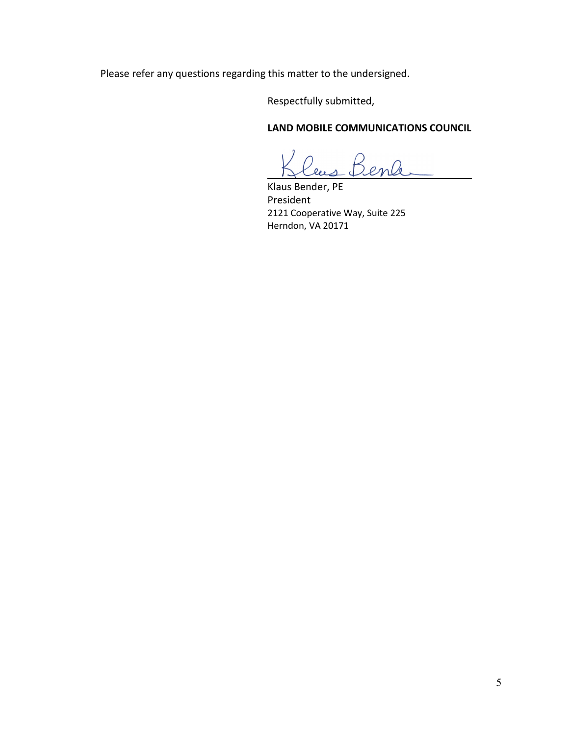Please refer any questions regarding this matter to the undersigned.

Respectfully submitted,

**LAND MOBILE COMMUNICATIONS COUNCIL**

Klaus Bender, PE
President
2121 Cooperative Way, Suite 225
Herndon, VA 20171